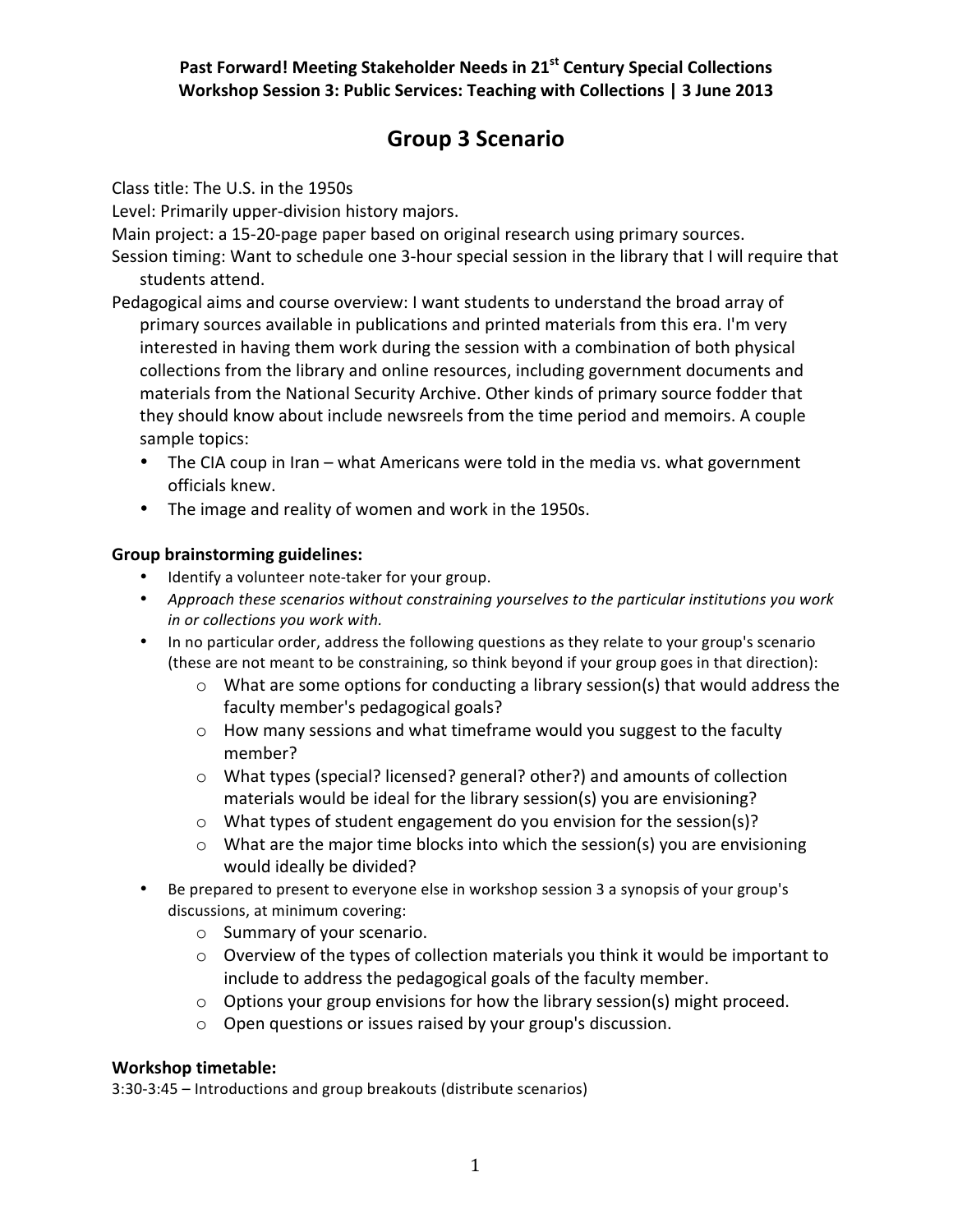**Past Forward! Meeting Stakeholder Needs in 21st Century Special Collections**
**Workshop Session 3: Public Services: Teaching with Collections | 3 June 2013**

# Group 3 Scenario

Class title: The U.S. in the 1950s

Level: Primarily upper-division history majors.

Main project: a 15-20-page paper based on original research using primary sources.

Session timing: Want to schedule one 3-hour special session in the library that I will require that students attend.

Pedagogical aims and course overview: I want students to understand the broad array of primary sources available in publications and printed materials from this era. I'm very interested in having them work during the session with a combination of both physical collections from the library and online resources, including government documents and materials from the National Security Archive. Other kinds of primary source fodder that they should know about include newsreels from the time period and memoirs. A couple sample topics:

- The CIA coup in Iran – what Americans were told in the media vs. what government officials knew.
- The image and reality of women and work in the 1950s.

**Group brainstorming guidelines:**

- Identify a volunteer note-taker for your group.
- *Approach these scenarios without constraining yourselves to the particular institutions you work in or collections you work with.*
- In no particular order, address the following questions as they relate to your group's scenario (these are not meant to be constraining, so think beyond if your group goes in that direction):
    - What are some options for conducting a library session(s) that would address the faculty member's pedagogical goals?
    - How many sessions and what timeframe would you suggest to the faculty member?
    - What types (special? licensed? general? other?) and amounts of collection materials would be ideal for the library session(s) you are envisioning?
    - What types of student engagement do you envision for the session(s)?
    - What are the major time blocks into which the session(s) you are envisioning would ideally be divided?
- Be prepared to present to everyone else in workshop session 3 a synopsis of your group's discussions, at minimum covering:
    - Summary of your scenario.
    - Overview of the types of collection materials you think it would be important to include to address the pedagogical goals of the faculty member.
    - Options your group envisions for how the library session(s) might proceed.
    - Open questions or issues raised by your group's discussion.

**Workshop timetable:**

3:30-3:45 – Introductions and group breakouts (distribute scenarios)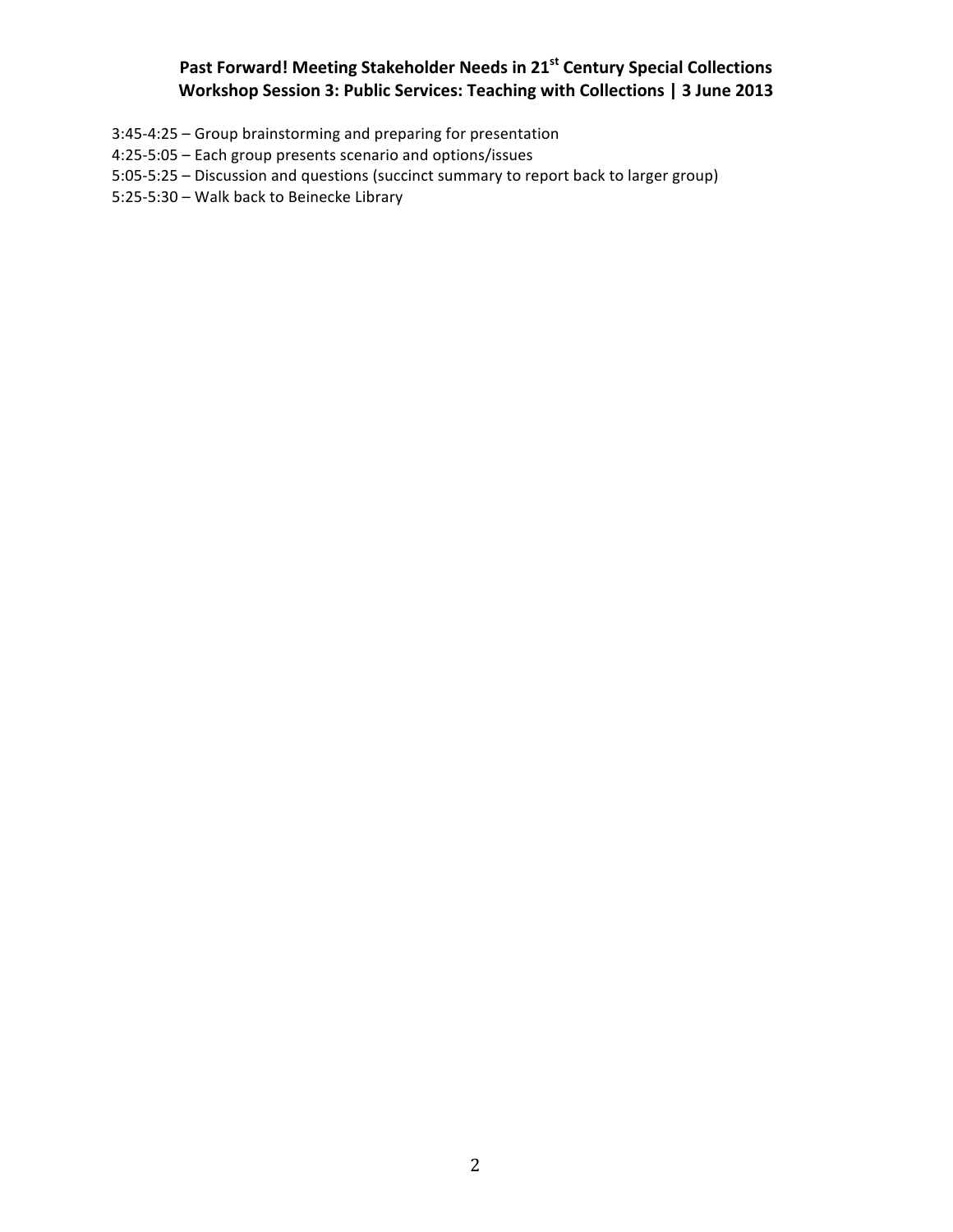3:45-4:25 – Group brainstorming and preparing for presentation
4:25-5:05 – Each group presents scenario and options/issues
5:05-5:25 – Discussion and questions (succinct summary to report back to larger group)
5:25-5:30 – Walk back to Beinecke Library